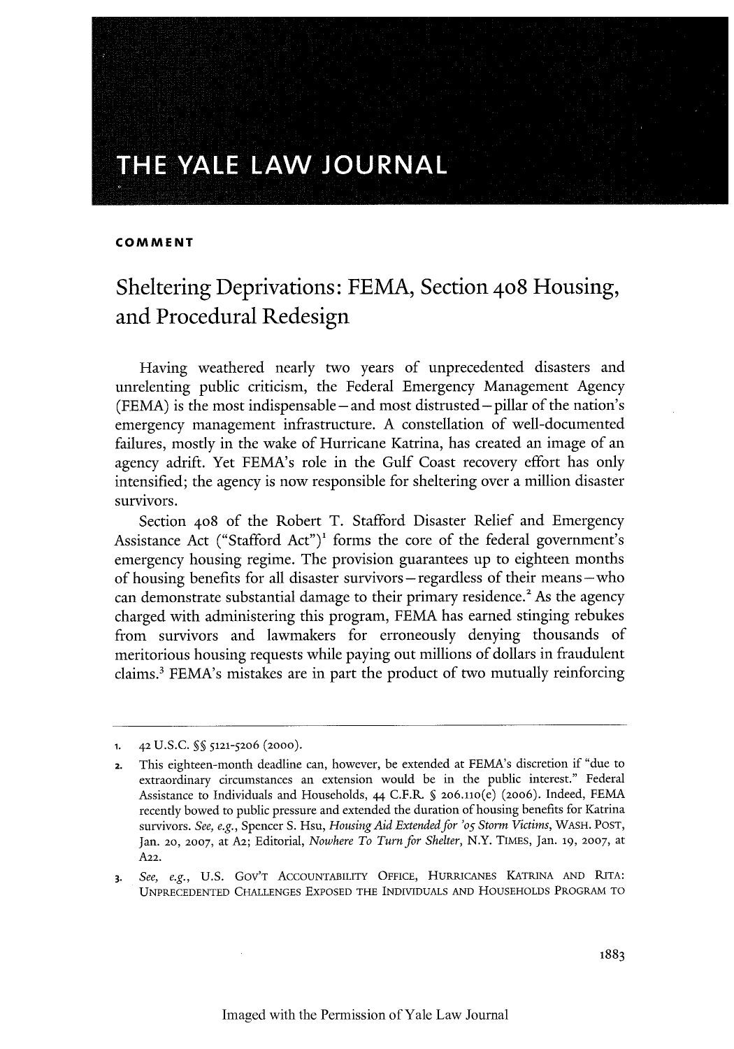# THE YALE LAW JOURNAL

**COMMENT**

## Sheltering Deprivations: FEMA, Section 408 Housing, and Procedural Redesign

Having weathered nearly two years of unprecedented disasters and unrelenting public criticism, the Federal Emergency Management Agency (FEMA) is the most indispensable—and most distrusted—pillar of the nation's emergency management infrastructure. A constellation of well-documented failures, mostly in the wake of Hurricane Katrina, has created an image of an agency adrift. Yet FEMA's role in the Gulf Coast recovery effort has only intensified; the agency is now responsible for sheltering over a million disaster survivors.

Section 408 of the Robert T. Stafford Disaster Relief and Emergency Assistance Act ("Stafford Act")[1] forms the core of the federal government's emergency housing regime. The provision guarantees up to eighteen months of housing benefits for all disaster survivors—regardless of their means—who can demonstrate substantial damage to their primary residence.[2] As the agency charged with administering this program, FEMA has earned stinging rebukes from survivors and lawmakers for erroneously denying thousands of meritorious housing requests while paying out millions of dollars in fraudulent claims.[3] FEMA's mistakes are in part the product of two mutually reinforcing

---

1. 42 U.S.C. §§ 5121-5206 (2000).
2. This eighteen-month deadline can, however, be extended at FEMA's discretion if "due to extraordinary circumstances an extension would be in the public interest." Federal Assistance to Individuals and Households, 44 C.F.R. § 206.110(e) (2006). Indeed, FEMA recently bowed to public pressure and extended the duration of housing benefits for Katrina survivors. *See, e.g.*, Spencer S. Hsu, *Housing Aid Extended for '05 Storm Victims*, WASH. POST, Jan. 20, 2007, at A2; Editorial, *Nowhere To Turn for Shelter*, N.Y. TIMES, Jan. 19, 2007, at A22.
3. *See, e.g.*, U.S. GOV'T ACCOUNTABILITY OFFICE, HURRICANES KATRINA AND RITA: UNPRECEDENTED CHALLENGES EXPOSED THE INDIVIDUALS AND HOUSEHOLDS PROGRAM TO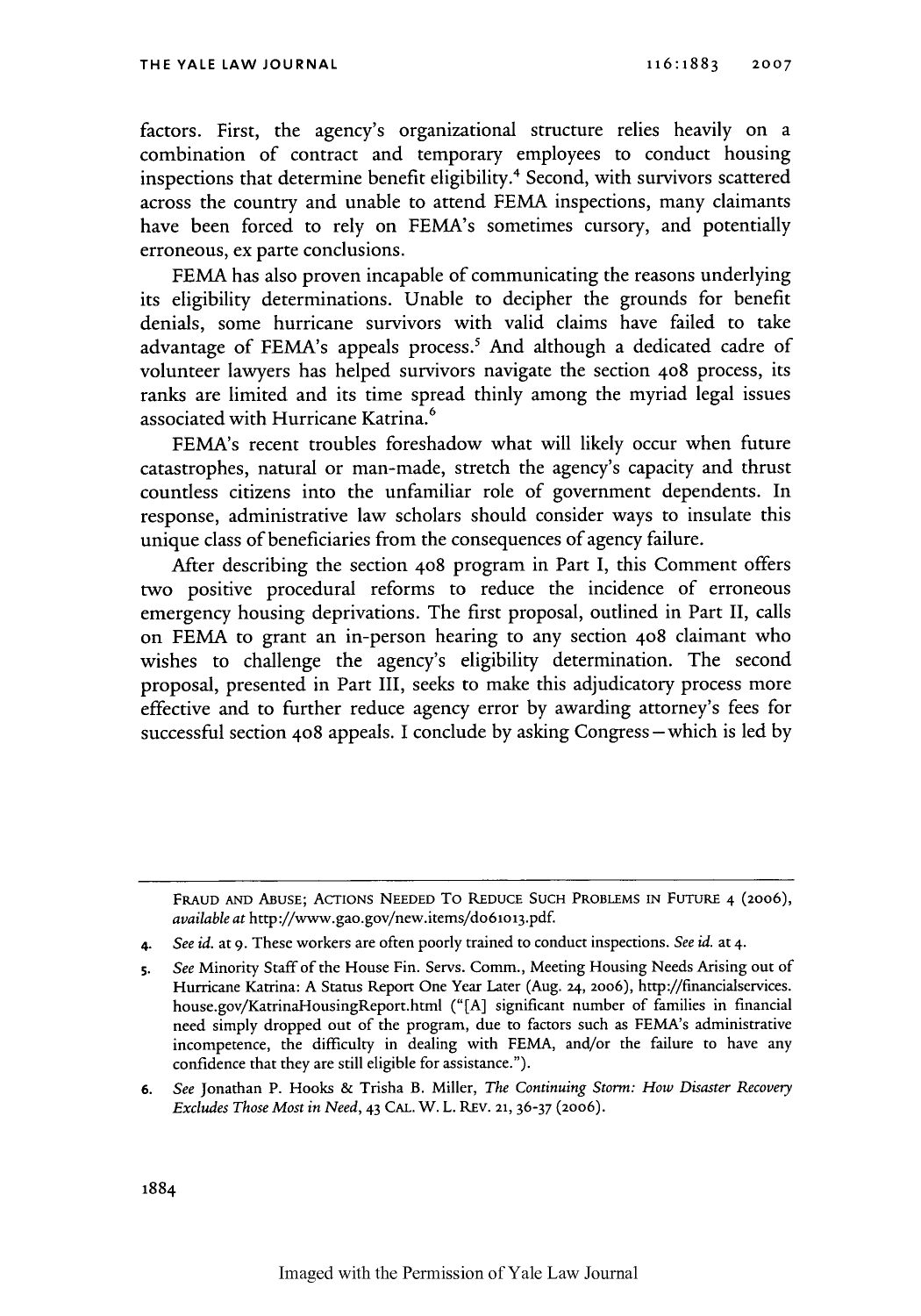factors. First, the agency's organizational structure relies heavily on a combination of contract and temporary employees to conduct housing inspections that determine benefit eligibility.[4] Second, with survivors scattered across the country and unable to attend FEMA inspections, many claimants have been forced to rely on FEMA's sometimes cursory, and potentially erroneous, ex parte conclusions.

FEMA has also proven incapable of communicating the reasons underlying its eligibility determinations. Unable to decipher the grounds for benefit denials, some hurricane survivors with valid claims have failed to take advantage of FEMA's appeals process.[5] And although a dedicated cadre of volunteer lawyers has helped survivors navigate the section 408 process, its ranks are limited and its time spread thinly among the myriad legal issues associated with Hurricane Katrina.[6]

FEMA's recent troubles foreshadow what will likely occur when future catastrophes, natural or man-made, stretch the agency's capacity and thrust countless citizens into the unfamiliar role of government dependents. In response, administrative law scholars should consider ways to insulate this unique class of beneficiaries from the consequences of agency failure.

After describing the section 408 program in Part I, this Comment offers two positive procedural reforms to reduce the incidence of erroneous emergency housing deprivations. The first proposal, outlined in Part II, calls on FEMA to grant an in-person hearing to any section 408 claimant who wishes to challenge the agency's eligibility determination. The second proposal, presented in Part III, seeks to make this adjudicatory process more effective and to further reduce agency error by awarding attorney's fees for successful section 408 appeals. I conclude by asking Congress—which is led by

---

FRAUD AND ABUSE; ACTIONS NEEDED TO REDUCE SUCH PROBLEMS IN FUTURE 4 (2006), *available at* http://www.gao.gov/new.items/d061013.pdf.

4. *See id.* at 9. These workers are often poorly trained to conduct inspections. *See id.* at 4.

5. *See* Minority Staff of the House Fin. Servs. Comm., Meeting Housing Needs Arising out of Hurricane Katrina: A Status Report One Year Later (Aug. 24, 2006), http://financialservices.house.gov/KatrinaHousingReport.html ("[A] significant number of families in financial need simply dropped out of the program, due to factors such as FEMA's administrative incompetence, the difficulty in dealing with FEMA, and/or the failure to have any confidence that they are still eligible for assistance.").

6. *See* Jonathan P. Hooks & Trisha B. Miller, *The Continuing Storm: How Disaster Recovery Excludes Those Most in Need*, 43 CAL. W. L. REV. 21, 36-37 (2006).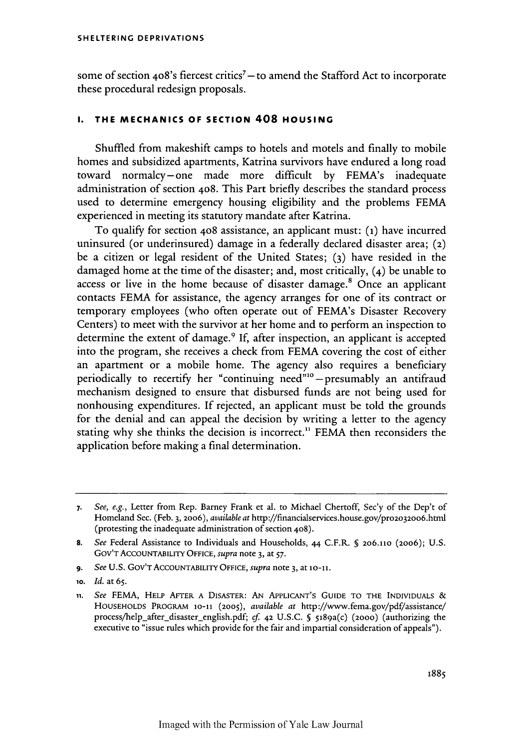some of section 408's fiercest critics[7] – to amend the Stafford Act to incorporate these procedural redesign proposals.

## I. THE MECHANICS OF SECTION 408 HOUSING

Shuffled from makeshift camps to hotels and motels and finally to mobile homes and subsidized apartments, Katrina survivors have endured a long road toward normalcy – one made more difficult by FEMA's inadequate administration of section 408. This Part briefly describes the standard process used to determine emergency housing eligibility and the problems FEMA experienced in meeting its statutory mandate after Katrina.

To qualify for section 408 assistance, an applicant must: (1) have incurred uninsured (or underinsured) damage in a federally declared disaster area; (2) be a citizen or legal resident of the United States; (3) have resided in the damaged home at the time of the disaster; and, most critically, (4) be unable to access or live in the home because of disaster damage.[8] Once an applicant contacts FEMA for assistance, the agency arranges for one of its contract or temporary employees (who often operate out of FEMA's Disaster Recovery Centers) to meet with the survivor at her home and to perform an inspection to determine the extent of damage.[9] If, after inspection, an applicant is accepted into the program, she receives a check from FEMA covering the cost of either an apartment or a mobile home. The agency also requires a beneficiary periodically to recertify her "continuing need"[10] – presumably an antifraud mechanism designed to ensure that disbursed funds are not being used for nonhousing expenditures. If rejected, an applicant must be told the grounds for the denial and can appeal the decision by writing a letter to the agency stating why she thinks the decision is incorrect.[11] FEMA then reconsiders the application before making a final determination.

---

7. *See, e.g.*, Letter from Rep. Barney Frank et al. to Michael Chertoff, Sec'y of the Dep't of Homeland Sec. (Feb. 3, 2006), *available at* http://financialservices.house.gov/pro2032006.html (protesting the inadequate administration of section 408).

8. *See* Federal Assistance to Individuals and Households, 44 C.F.R. § 206.110 (2006); U.S. GOV'T ACCOUNTABILITY OFFICE, *supra* note 3, at 57.

9. *See* U.S. GOV'T ACCOUNTABILITY OFFICE, *supra* note 3, at 10-11.

10. *Id.* at 65.

11. *See* FEMA, HELP AFTER A DISASTER: AN APPLICANT'S GUIDE TO THE INDIVIDUALS & HOUSEHOLDS PROGRAM 10-11 (2005), *available at* http://www.fema.gov/pdf/assistance/process/help_after_disaster_english.pdf; *cf.* 42 U.S.C. § 5189a(c) (2000) (authorizing the executive to "issue rules which provide for the fair and impartial consideration of appeals").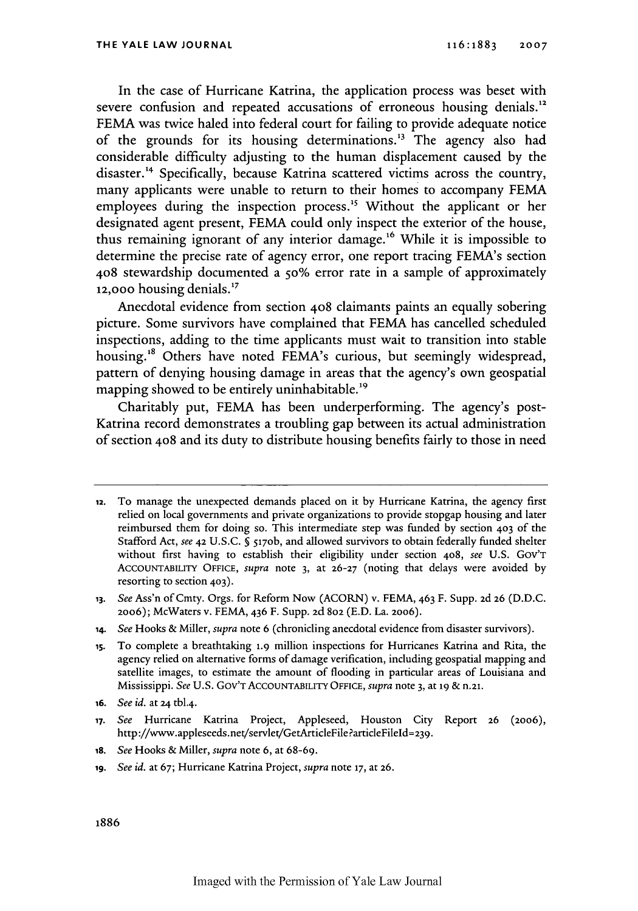In the case of Hurricane Katrina, the application process was beset with severe confusion and repeated accusations of erroneous housing denials.[12] FEMA was twice haled into federal court for failing to provide adequate notice of the grounds for its housing determinations.[13] The agency also had considerable difficulty adjusting to the human displacement caused by the disaster.[14] Specifically, because Katrina scattered victims across the country, many applicants were unable to return to their homes to accompany FEMA employees during the inspection process.[15] Without the applicant or her designated agent present, FEMA could only inspect the exterior of the house, thus remaining ignorant of any interior damage.[16] While it is impossible to determine the precise rate of agency error, one report tracing FEMA's section 408 stewardship documented a 50% error rate in a sample of approximately 12,000 housing denials.[17]

Anecdotal evidence from section 408 claimants paints an equally sobering picture. Some survivors have complained that FEMA has cancelled scheduled inspections, adding to the time applicants must wait to transition into stable housing.[18] Others have noted FEMA's curious, but seemingly widespread, pattern of denying housing damage in areas that the agency's own geospatial mapping showed to be entirely uninhabitable.[19]

Charitably put, FEMA has been underperforming. The agency's post-Katrina record demonstrates a troubling gap between its actual administration of section 408 and its duty to distribute housing benefits fairly to those in need

---

12. To manage the unexpected demands placed on it by Hurricane Katrina, the agency first relied on local governments and private organizations to provide stopgap housing and later reimbursed them for doing so. This intermediate step was funded by section 403 of the Stafford Act, *see* 42 U.S.C. § 5170b, and allowed survivors to obtain federally funded shelter without first having to establish their eligibility under section 408, *see* U.S. GOV'T ACCOUNTABILITY OFFICE, *supra* note 3, at 26-27 (noting that delays were avoided by resorting to section 403).

13. *See* Ass'n of Cmty. Orgs. for Reform Now (ACORN) v. FEMA, 463 F. Supp. 2d 26 (D.D.C. 2006); McWaters v. FEMA, 436 F. Supp. 2d 802 (E.D. La. 2006).

14. *See* Hooks & Miller, *supra* note 6 (chronicling anecdotal evidence from disaster survivors).

15. To complete a breathtaking 1.9 million inspections for Hurricanes Katrina and Rita, the agency relied on alternative forms of damage verification, including geospatial mapping and satellite images, to estimate the amount of flooding in particular areas of Louisiana and Mississippi. *See* U.S. GOV'T ACCOUNTABILITY OFFICE, *supra* note 3, at 19 & n.21.

16. *See id.* at 24 tbl.4.

17. *See* Hurricane Katrina Project, Appleseed, Houston City Report 26 (2006), http://www.appleseeds.net/servlet/GetArticleFile?articleFileId=239.

18. *See* Hooks & Miller, *supra* note 6, at 68-69.

19. *See id.* at 67; Hurricane Katrina Project, *supra* note 17, at 26.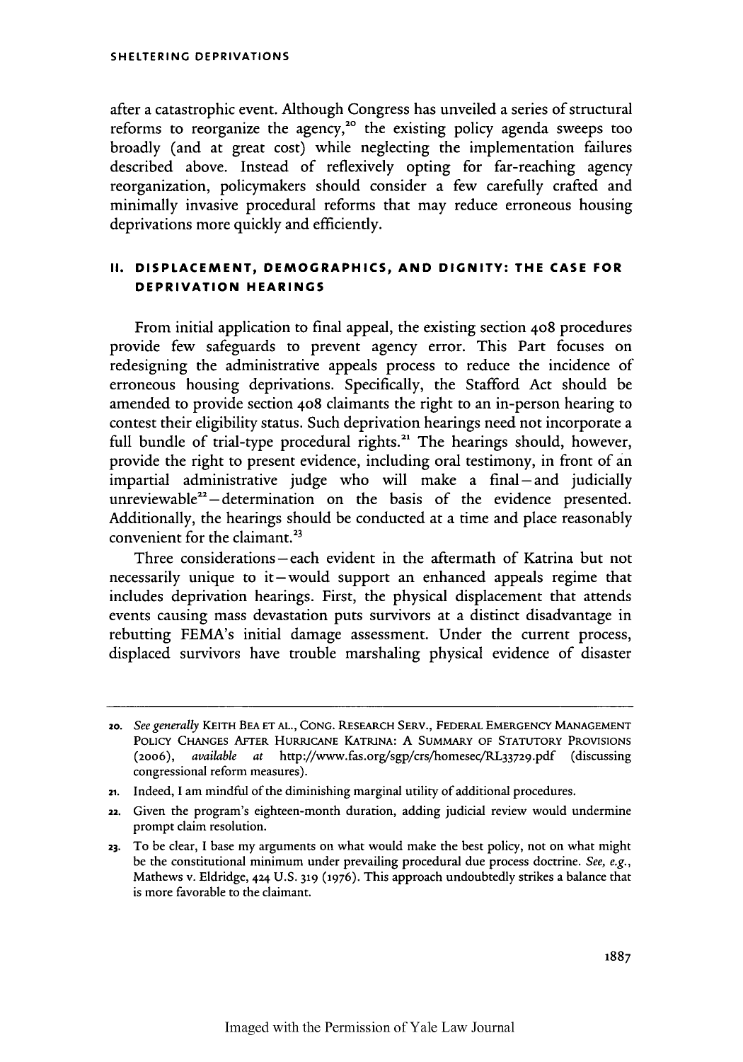after a catastrophic event. Although Congress has unveiled a series of structural reforms to reorganize the agency,[20] the existing policy agenda sweeps too broadly (and at great cost) while neglecting the implementation failures described above. Instead of reflexively opting for far-reaching agency reorganization, policymakers should consider a few carefully crafted and minimally invasive procedural reforms that may reduce erroneous housing deprivations more quickly and efficiently.

## II. DISPLACEMENT, DEMOGRAPHICS, AND DIGNITY: THE CASE FOR DEPRIVATION HEARINGS

From initial application to final appeal, the existing section 408 procedures provide few safeguards to prevent agency error. This Part focuses on redesigning the administrative appeals process to reduce the incidence of erroneous housing deprivations. Specifically, the Stafford Act should be amended to provide section 408 claimants the right to an in-person hearing to contest their eligibility status. Such deprivation hearings need not incorporate a full bundle of trial-type procedural rights.[21] The hearings should, however, provide the right to present evidence, including oral testimony, in front of an impartial administrative judge who will make a final—and judicially unreviewable[22]—determination on the basis of the evidence presented. Additionally, the hearings should be conducted at a time and place reasonably convenient for the claimant.[23]

Three considerations—each evident in the aftermath of Katrina but not necessarily unique to it—would support an enhanced appeals regime that includes deprivation hearings. First, the physical displacement that attends events causing mass devastation puts survivors at a distinct disadvantage in rebutting FEMA's initial damage assessment. Under the current process, displaced survivors have trouble marshaling physical evidence of disaster

---

20. *See generally* KEITH BEA ET AL., CONG. RESEARCH SERV., FEDERAL EMERGENCY MANAGEMENT POLICY CHANGES AFTER HURRICANE KATRINA: A SUMMARY OF STATUTORY PROVISIONS (2006), *available at* http://www.fas.org/sgp/crs/homesec/RL33729.pdf (discussing congressional reform measures).

21. Indeed, I am mindful of the diminishing marginal utility of additional procedures.

22. Given the program's eighteen-month duration, adding judicial review would undermine prompt claim resolution.

23. To be clear, I base my arguments on what would make the best policy, not on what might be the constitutional minimum under prevailing procedural due process doctrine. *See, e.g.*, Mathews v. Eldridge, 424 U.S. 319 (1976). This approach undoubtedly strikes a balance that is more favorable to the claimant.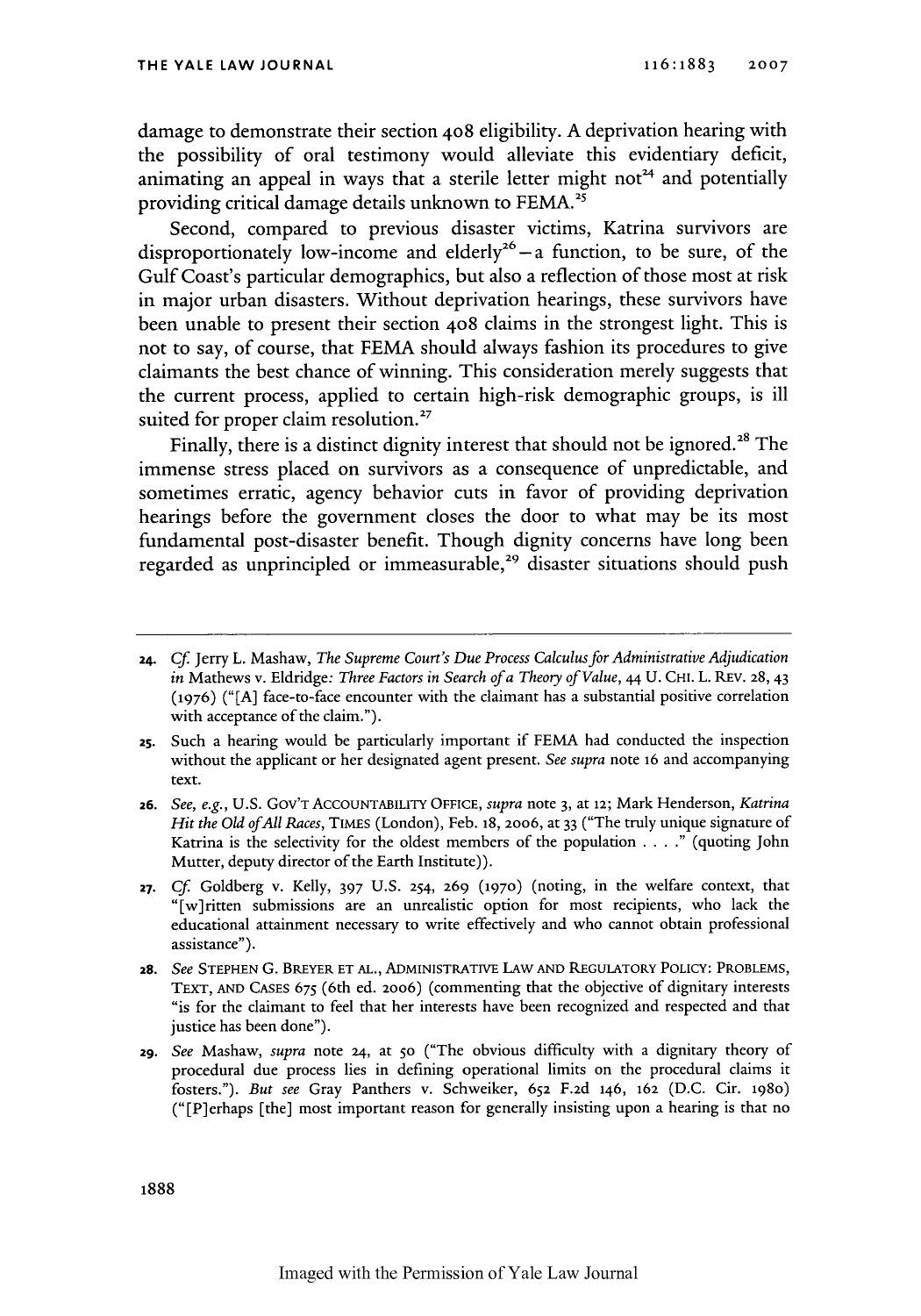damage to demonstrate their section 408 eligibility. A deprivation hearing with the possibility of oral testimony would alleviate this evidentiary deficit, animating an appeal in ways that a sterile letter might not[24] and potentially providing critical damage details unknown to FEMA.[25]

Second, compared to previous disaster victims, Katrina survivors are disproportionately low-income and elderly[26]—a function, to be sure, of the Gulf Coast's particular demographics, but also a reflection of those most at risk in major urban disasters. Without deprivation hearings, these survivors have been unable to present their section 408 claims in the strongest light. This is not to say, of course, that FEMA should always fashion its procedures to give claimants the best chance of winning. This consideration merely suggests that the current process, applied to certain high-risk demographic groups, is ill suited for proper claim resolution.[27]

Finally, there is a distinct dignity interest that should not be ignored.[28] The immense stress placed on survivors as a consequence of unpredictable, and sometimes erratic, agency behavior cuts in favor of providing deprivation hearings before the government closes the door to what may be its most fundamental post-disaster benefit. Though dignity concerns have long been regarded as unprincipled or immeasurable,[29] disaster situations should push

---

24. *Cf.* Jerry L. Mashaw, *The Supreme Court's Due Process Calculus for Administrative Adjudication in* Mathews v. Eldridge*: Three Factors in Search of a Theory of Value*, 44 U. CHI. L. REV. 28, 43 (1976) ("[A] face-to-face encounter with the claimant has a substantial positive correlation with acceptance of the claim.").

25. Such a hearing would be particularly important if FEMA had conducted the inspection without the applicant or her designated agent present. *See supra* note 16 and accompanying text.

26. *See, e.g.*, U.S. GOV'T ACCOUNTABILITY OFFICE, *supra* note 3, at 12; Mark Henderson, *Katrina Hit the Old of All Races*, TIMES (London), Feb. 18, 2006, at 33 ("The truly unique signature of Katrina is the selectivity for the oldest members of the population . . . ." (quoting John Mutter, deputy director of the Earth Institute)).

27. *Cf.* Goldberg v. Kelly, 397 U.S. 254, 269 (1970) (noting, in the welfare context, that "[w]ritten submissions are an unrealistic option for most recipients, who lack the educational attainment necessary to write effectively and who cannot obtain professional assistance").

28. *See* STEPHEN G. BREYER ET AL., ADMINISTRATIVE LAW AND REGULATORY POLICY: PROBLEMS, TEXT, AND CASES 675 (6th ed. 2006) (commenting that the objective of dignitary interests "is for the claimant to feel that her interests have been recognized and respected and that justice has been done").

29. *See* Mashaw, *supra* note 24, at 50 ("The obvious difficulty with a dignitary theory of procedural due process lies in defining operational limits on the procedural claims it fosters."). *But see* Gray Panthers v. Schweiker, 652 F.2d 146, 162 (D.C. Cir. 1980) ("[P]erhaps [the] most important reason for generally insisting upon a hearing is that no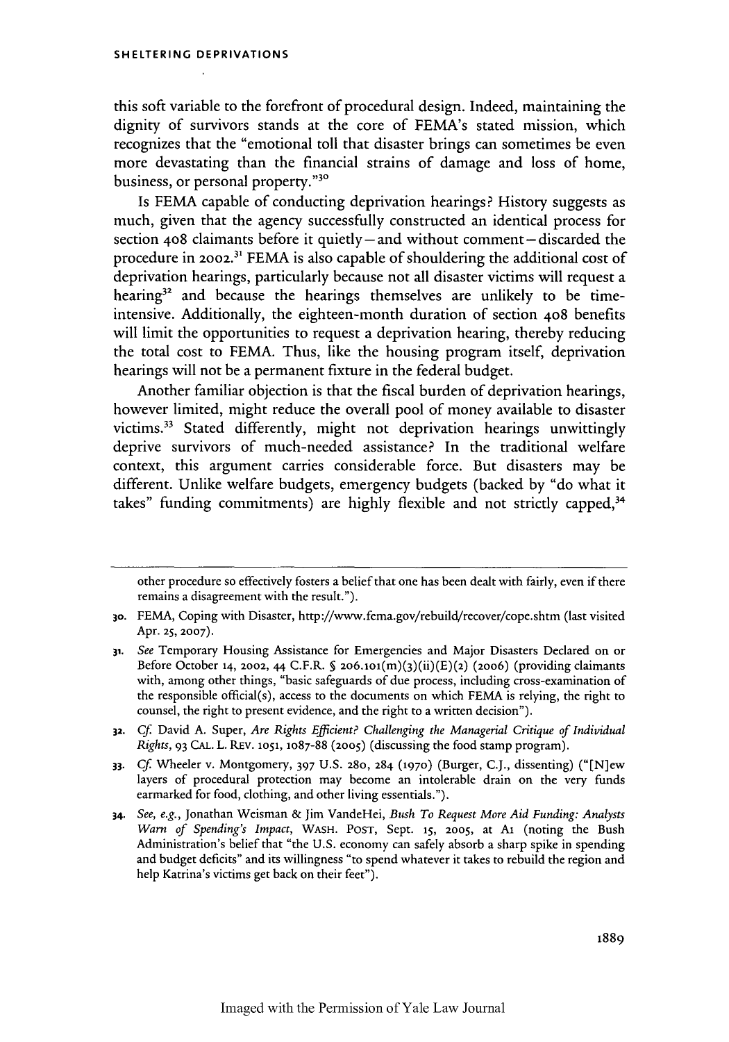this soft variable to the forefront of procedural design. Indeed, maintaining the dignity of survivors stands at the core of FEMA's stated mission, which recognizes that the "emotional toll that disaster brings can sometimes be even more devastating than the financial strains of damage and loss of home, business, or personal property."[30]

Is FEMA capable of conducting deprivation hearings? History suggests as much, given that the agency successfully constructed an identical process for section 408 claimants before it quietly—and without comment—discarded the procedure in 2002.[31] FEMA is also capable of shouldering the additional cost of deprivation hearings, particularly because not all disaster victims will request a hearing[32] and because the hearings themselves are unlikely to be time-intensive. Additionally, the eighteen-month duration of section 408 benefits will limit the opportunities to request a deprivation hearing, thereby reducing the total cost to FEMA. Thus, like the housing program itself, deprivation hearings will not be a permanent fixture in the federal budget.

Another familiar objection is that the fiscal burden of deprivation hearings, however limited, might reduce the overall pool of money available to disaster victims.[33] Stated differently, might not deprivation hearings unwittingly deprive survivors of much-needed assistance? In the traditional welfare context, this argument carries considerable force. But disasters may be different. Unlike welfare budgets, emergency budgets (backed by "do what it takes" funding commitments) are highly flexible and not strictly capped,[34]

---

other procedure so effectively fosters a belief that one has been dealt with fairly, even if there remains a disagreement with the result.").

30. FEMA, Coping with Disaster, http://www.fema.gov/rebuild/recover/cope.shtm (last visited Apr. 25, 2007).

31. *See* Temporary Housing Assistance for Emergencies and Major Disasters Declared on or Before October 14, 2002, 44 C.F.R. § 206.101(m)(3)(ii)(E)(2) (2006) (providing claimants with, among other things, "basic safeguards of due process, including cross-examination of the responsible official(s), access to the documents on which FEMA is relying, the right to counsel, the right to present evidence, and the right to a written decision").

32. *Cf.* David A. Super, *Are Rights Efficient? Challenging the Managerial Critique of Individual Rights*, 93 CAL. L. REV. 1051, 1087-88 (2005) (discussing the food stamp program).

33. *Cf.* Wheeler v. Montgomery, 397 U.S. 280, 284 (1970) (Burger, C.J., dissenting) ("[N]ew layers of procedural protection may become an intolerable drain on the very funds earmarked for food, clothing, and other living essentials.").

34. *See, e.g.*, Jonathan Weisman & Jim VandeHei, *Bush To Request More Aid Funding: Analysts Warn of Spending's Impact*, WASH. POST, Sept. 15, 2005, at A1 (noting the Bush Administration's belief that "the U.S. economy can safely absorb a sharp spike in spending and budget deficits" and its willingness "to spend whatever it takes to rebuild the region and help Katrina's victims get back on their feet").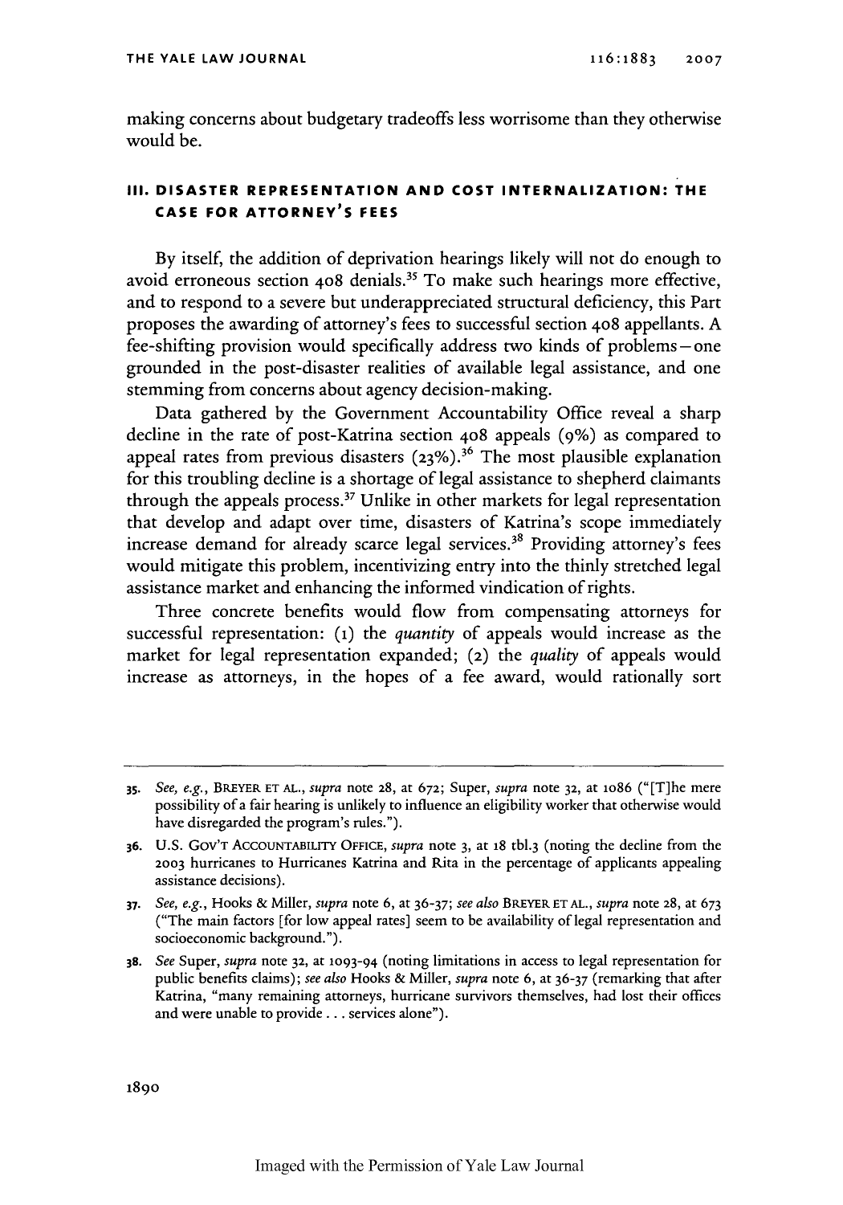making concerns about budgetary tradeoffs less worrisome than they otherwise would be.

## III. DISASTER REPRESENTATION AND COST INTERNALIZATION: THE CASE FOR ATTORNEY'S FEES

By itself, the addition of deprivation hearings likely will not do enough to avoid erroneous section 408 denials.[35] To make such hearings more effective, and to respond to a severe but underappreciated structural deficiency, this Part proposes the awarding of attorney's fees to successful section 408 appellants. A fee-shifting provision would specifically address two kinds of problems—one grounded in the post-disaster realities of available legal assistance, and one stemming from concerns about agency decision-making.

Data gathered by the Government Accountability Office reveal a sharp decline in the rate of post-Katrina section 408 appeals (9%) as compared to appeal rates from previous disasters (23%).[36] The most plausible explanation for this troubling decline is a shortage of legal assistance to shepherd claimants through the appeals process.[37] Unlike in other markets for legal representation that develop and adapt over time, disasters of Katrina's scope immediately increase demand for already scarce legal services.[38] Providing attorney's fees would mitigate this problem, incentivizing entry into the thinly stretched legal assistance market and enhancing the informed vindication of rights.

Three concrete benefits would flow from compensating attorneys for successful representation: (1) the *quantity* of appeals would increase as the market for legal representation expanded; (2) the *quality* of appeals would increase as attorneys, in the hopes of a fee award, would rationally sort

---

35. *See, e.g.*, BREYER ET AL., *supra* note 28, at 672; Super, *supra* note 32, at 1086 ("[T]he mere possibility of a fair hearing is unlikely to influence an eligibility worker that otherwise would have disregarded the program's rules.").

36. U.S. GOV'T ACCOUNTABILITY OFFICE, *supra* note 3, at 18 tbl.3 (noting the decline from the 2003 hurricanes to Hurricanes Katrina and Rita in the percentage of applicants appealing assistance decisions).

37. *See, e.g.*, Hooks & Miller, *supra* note 6, at 36-37; *see also* BREYER ET AL., *supra* note 28, at 673 ("The main factors [for low appeal rates] seem to be availability of legal representation and socioeconomic background.").

38. *See* Super, *supra* note 32, at 1093-94 (noting limitations in access to legal representation for public benefits claims); *see also* Hooks & Miller, *supra* note 6, at 36-37 (remarking that after Katrina, "many remaining attorneys, hurricane survivors themselves, had lost their offices and were unable to provide . . . services alone").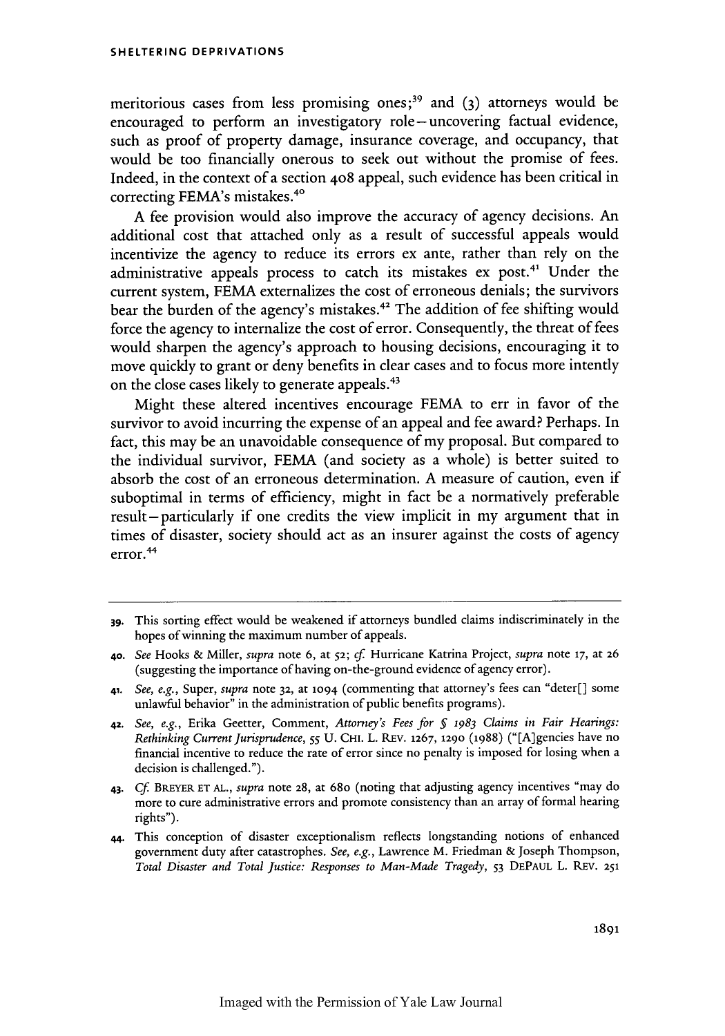meritorious cases from less promising ones;[39] and (3) attorneys would be encouraged to perform an investigatory role—uncovering factual evidence, such as proof of property damage, insurance coverage, and occupancy, that would be too financially onerous to seek out without the promise of fees. Indeed, in the context of a section 408 appeal, such evidence has been critical in correcting FEMA's mistakes.[40]

A fee provision would also improve the accuracy of agency decisions. An additional cost that attached only as a result of successful appeals would incentivize the agency to reduce its errors ex ante, rather than rely on the administrative appeals process to catch its mistakes ex post.[41] Under the current system, FEMA externalizes the cost of erroneous denials; the survivors bear the burden of the agency's mistakes.[42] The addition of fee shifting would force the agency to internalize the cost of error. Consequently, the threat of fees would sharpen the agency's approach to housing decisions, encouraging it to move quickly to grant or deny benefits in clear cases and to focus more intently on the close cases likely to generate appeals.[43]

Might these altered incentives encourage FEMA to err in favor of the survivor to avoid incurring the expense of an appeal and fee award? Perhaps. In fact, this may be an unavoidable consequence of my proposal. But compared to the individual survivor, FEMA (and society as a whole) is better suited to absorb the cost of an erroneous determination. A measure of caution, even if suboptimal in terms of efficiency, might in fact be a normatively preferable result—particularly if one credits the view implicit in my argument that in times of disaster, society should act as an insurer against the costs of agency error.[44]

---

39. This sorting effect would be weakened if attorneys bundled claims indiscriminately in the hopes of winning the maximum number of appeals.

40. *See* Hooks & Miller, *supra* note 6, at 52; *cf.* Hurricane Katrina Project, *supra* note 17, at 26 (suggesting the importance of having on-the-ground evidence of agency error).

41. *See, e.g.*, Super, *supra* note 32, at 1094 (commenting that attorney's fees can "deter[] some unlawful behavior" in the administration of public benefits programs).

42. *See, e.g.*, Erika Geetter, Comment, *Attorney's Fees for § 1983 Claims in Fair Hearings: Rethinking Current Jurisprudence*, 55 U. CHI. L. REV. 1267, 1290 (1988) ("[A]gencies have no financial incentive to reduce the rate of error since no penalty is imposed for losing when a decision is challenged.").

43. *Cf.* BREYER ET AL., *supra* note 28, at 680 (noting that adjusting agency incentives "may do more to cure administrative errors and promote consistency than an array of formal hearing rights").

44. This conception of disaster exceptionalism reflects longstanding notions of enhanced government duty after catastrophes. *See, e.g.*, Lawrence M. Friedman & Joseph Thompson, *Total Disaster and Total Justice: Responses to Man-Made Tragedy*, 53 DEPAUL L. REV. 251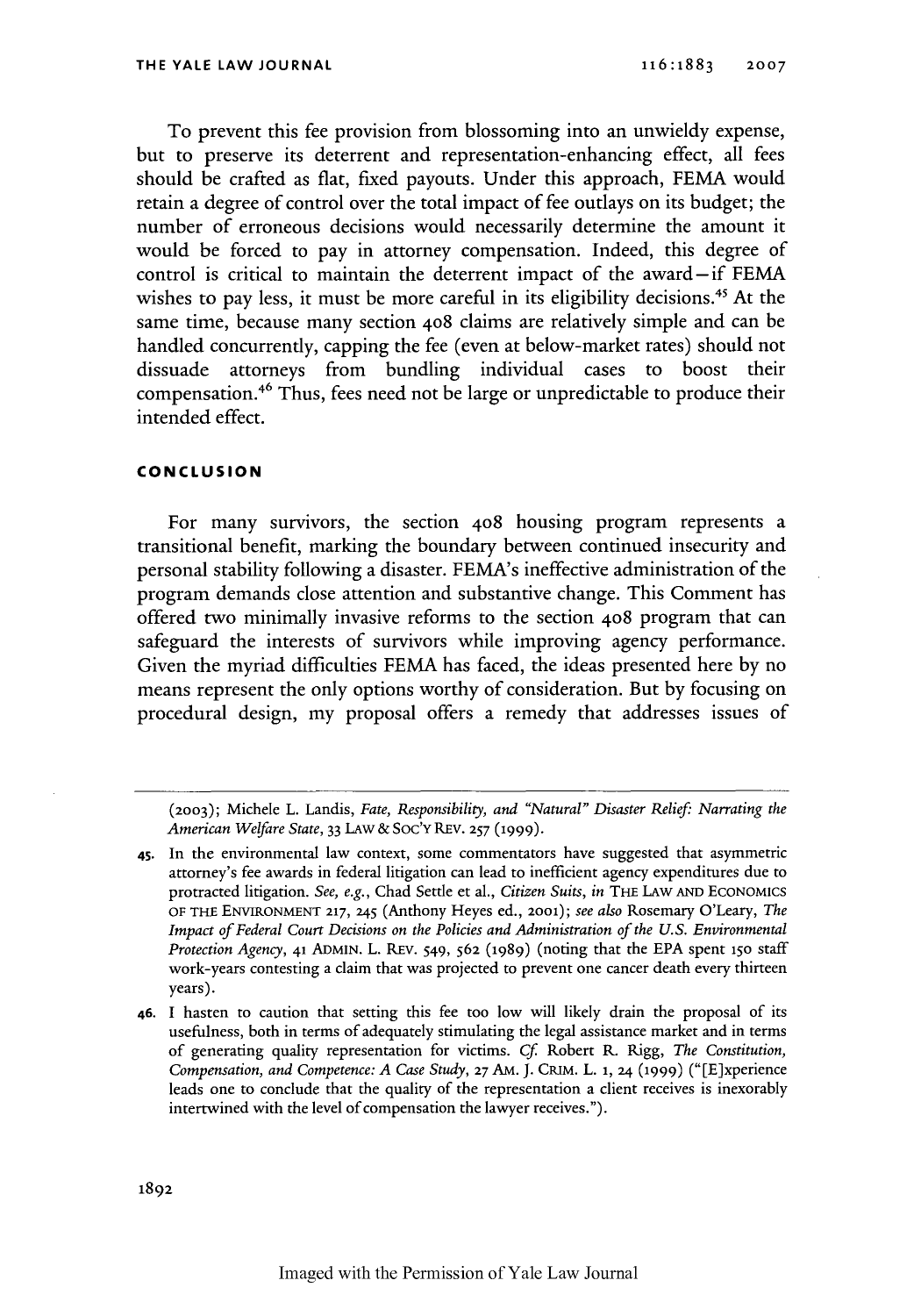To prevent this fee provision from blossoming into an unwieldy expense, but to preserve its deterrent and representation-enhancing effect, all fees should be crafted as flat, fixed payouts. Under this approach, FEMA would retain a degree of control over the total impact of fee outlays on its budget; the number of erroneous decisions would necessarily determine the amount it would be forced to pay in attorney compensation. Indeed, this degree of control is critical to maintain the deterrent impact of the award—if FEMA wishes to pay less, it must be more careful in its eligibility decisions.[45] At the same time, because many section 408 claims are relatively simple and can be handled concurrently, capping the fee (even at below-market rates) should not dissuade attorneys from bundling individual cases to boost their compensation.[46] Thus, fees need not be large or unpredictable to produce their intended effect.

## CONCLUSION

For many survivors, the section 408 housing program represents a transitional benefit, marking the boundary between continued insecurity and personal stability following a disaster. FEMA's ineffective administration of the program demands close attention and substantive change. This Comment has offered two minimally invasive reforms to the section 408 program that can safeguard the interests of survivors while improving agency performance. Given the myriad difficulties FEMA has faced, the ideas presented here by no means represent the only options worthy of consideration. But by focusing on procedural design, my proposal offers a remedy that addresses issues of

---

(2003); Michele L. Landis, *Fate, Responsibility, and "Natural" Disaster Relief: Narrating the American Welfare State*, 33 LAW & SOC'Y REV. 257 (1999).

45. In the environmental law context, some commentators have suggested that asymmetric attorney's fee awards in federal litigation can lead to inefficient agency expenditures due to protracted litigation. *See, e.g.*, Chad Settle et al., *Citizen Suits*, *in* THE LAW AND ECONOMICS OF THE ENVIRONMENT 217, 245 (Anthony Heyes ed., 2001); *see also* Rosemary O'Leary, *The Impact of Federal Court Decisions on the Policies and Administration of the U.S. Environmental Protection Agency*, 41 ADMIN. L. REV. 549, 562 (1989) (noting that the EPA spent 150 staff work-years contesting a claim that was projected to prevent one cancer death every thirteen years).

46. I hasten to caution that setting this fee too low will likely drain the proposal of its usefulness, both in terms of adequately stimulating the legal assistance market and in terms of generating quality representation for victims. *Cf.* Robert R. Rigg, *The Constitution, Compensation, and Competence: A Case Study*, 27 AM. J. CRIM. L. 1, 24 (1999) ("[E]xperience leads one to conclude that the quality of the representation a client receives is inexorably intertwined with the level of compensation the lawyer receives.").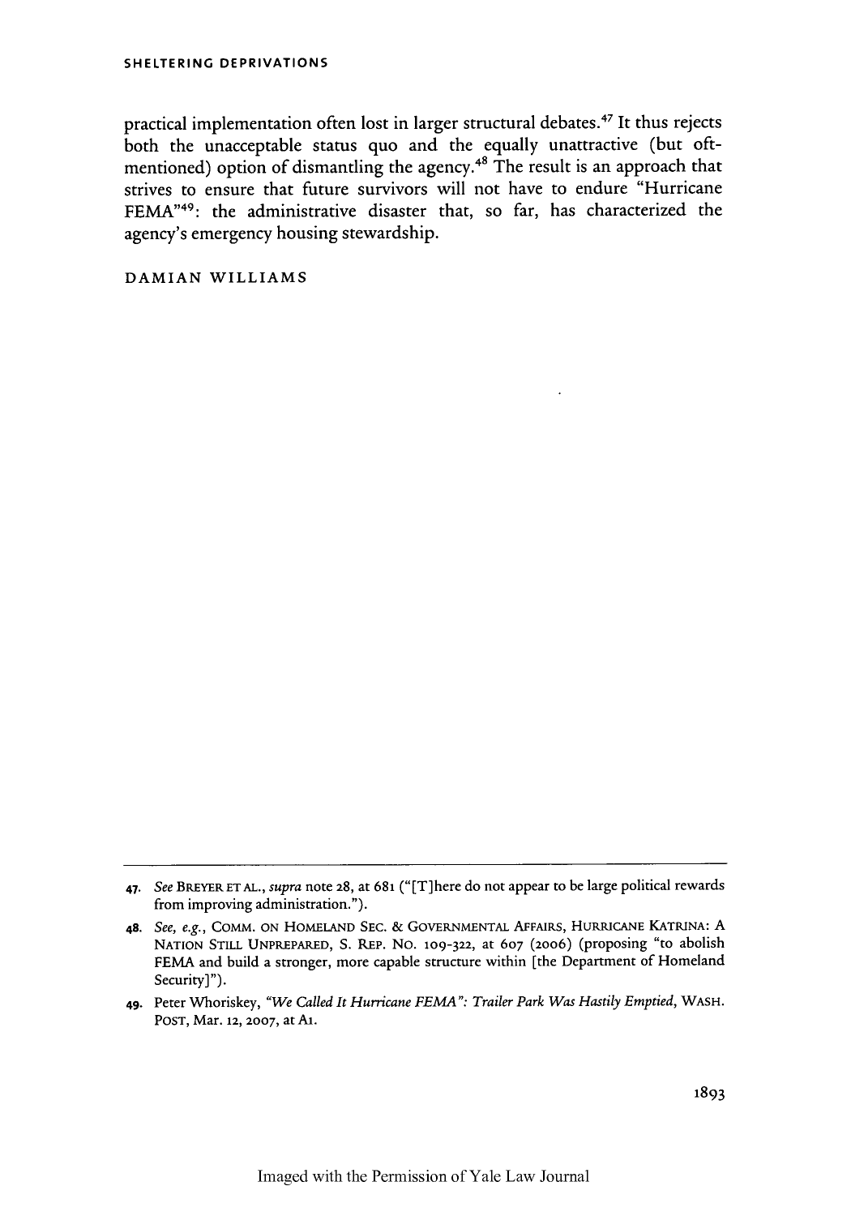practical implementation often lost in larger structural debates.[47] It thus rejects both the unacceptable status quo and the equally unattractive (but oft-mentioned) option of dismantling the agency.[48] The result is an approach that strives to ensure that future survivors will not have to endure "Hurricane FEMA"[49]: the administrative disaster that, so far, has characterized the agency's emergency housing stewardship.

DAMIAN WILLIAMS

---

47. *See* BREYER ET AL., *supra* note 28, at 681 ("[T]here do not appear to be large political rewards from improving administration.").

48. *See, e.g.*, COMM. ON HOMELAND SEC. & GOVERNMENTAL AFFAIRS, HURRICANE KATRINA: A NATION STILL UNPREPARED, S. REP. NO. 109-322, at 607 (2006) (proposing "to abolish FEMA and build a stronger, more capable structure within [the Department of Homeland Security]").

49. Peter Whoriskey, *"We Called It Hurricane FEMA": Trailer Park Was Hastily Emptied*, WASH. POST, Mar. 12, 2007, at A1.

Imaged with the Permission of Yale Law Journal